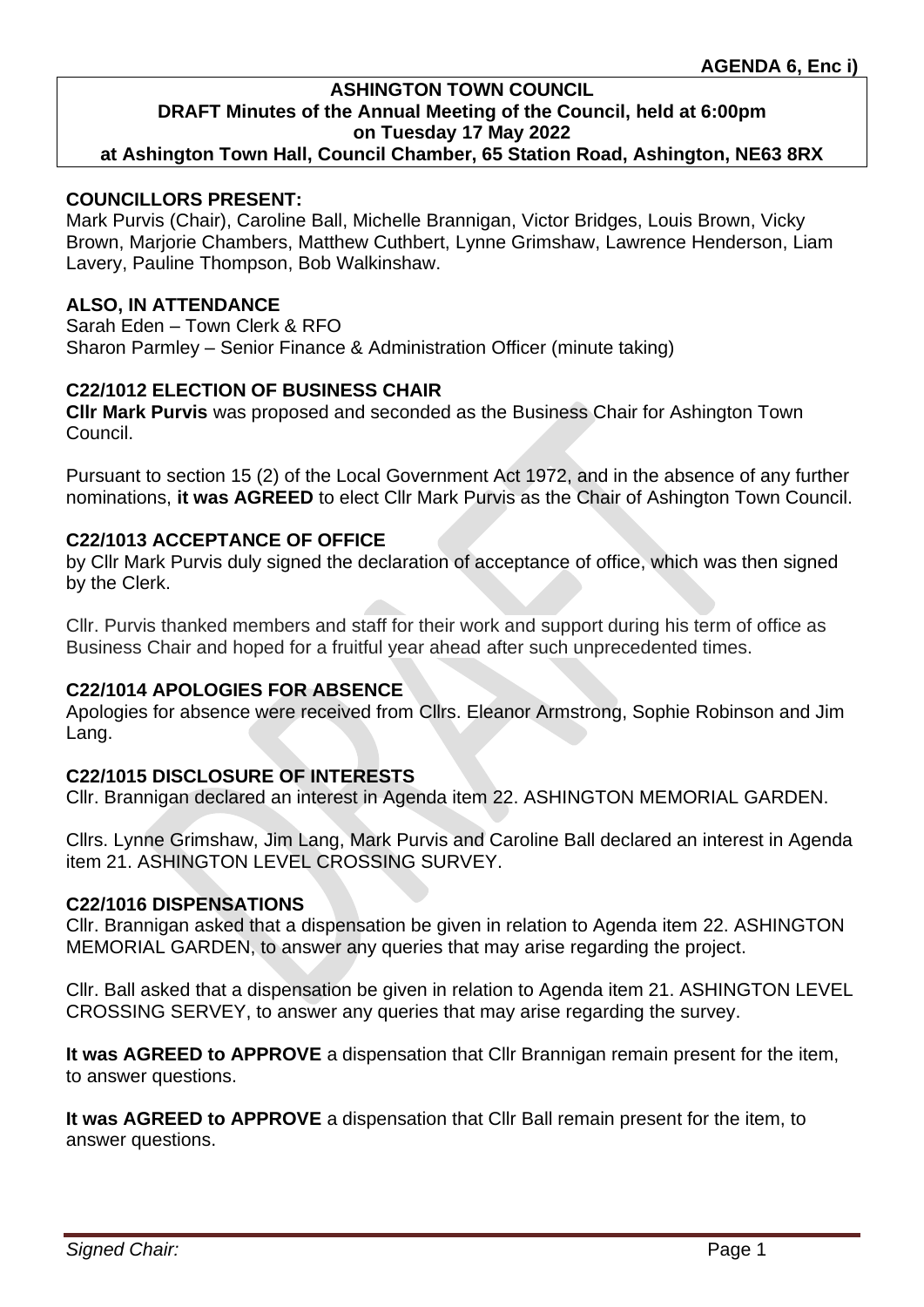**AGENDA 6, Enc i)**

**ASHINGTON TOWN COUNCIL**
**DRAFT Minutes of the Annual Meeting of the Council, held at 6:00pm on Tuesday 17 May 2022**
**at Ashington Town Hall, Council Chamber, 65 Station Road, Ashington, NE63 8RX**

**COUNCILLORS PRESENT:**
Mark Purvis (Chair), Caroline Ball, Michelle Brannigan, Victor Bridges, Louis Brown, Vicky Brown, Marjorie Chambers, Matthew Cuthbert, Lynne Grimshaw, Lawrence Henderson, Liam Lavery, Pauline Thompson, Bob Walkinshaw.

**ALSO, IN ATTENDANCE**
Sarah Eden – Town Clerk & RFO
Sharon Parmley – Senior Finance & Administration Officer (minute taking)

**C22/1012 ELECTION OF BUSINESS CHAIR**
**Cllr Mark Purvis** was proposed and seconded as the Business Chair for Ashington Town Council.

Pursuant to section 15 (2) of the Local Government Act 1972, and in the absence of any further nominations, **it was AGREED** to elect Cllr Mark Purvis as the Chair of Ashington Town Council.

**C22/1013 ACCEPTANCE OF OFFICE**
by Cllr Mark Purvis duly signed the declaration of acceptance of office, which was then signed by the Clerk.

Cllr. Purvis thanked members and staff for their work and support during his term of office as Business Chair and hoped for a fruitful year ahead after such unprecedented times.

**C22/1014 APOLOGIES FOR ABSENCE**
Apologies for absence were received from Cllrs. Eleanor Armstrong, Sophie Robinson and Jim Lang.

**C22/1015 DISCLOSURE OF INTERESTS**
Cllr. Brannigan declared an interest in Agenda item 22. ASHINGTON MEMORIAL GARDEN.

Cllrs. Lynne Grimshaw, Jim Lang, Mark Purvis and Caroline Ball declared an interest in Agenda item 21. ASHINGTON LEVEL CROSSING SURVEY.

**C22/1016 DISPENSATIONS**
Cllr. Brannigan asked that a dispensation be given in relation to Agenda item 22. ASHINGTON MEMORIAL GARDEN, to answer any queries that may arise regarding the project.

Cllr. Ball asked that a dispensation be given in relation to Agenda item 21. ASHINGTON LEVEL CROSSING SERVEY, to answer any queries that may arise regarding the survey.

**It was AGREED to APPROVE** a dispensation that Cllr Brannigan remain present for the item, to answer questions.

**It was AGREED to APPROVE** a dispensation that Cllr Ball remain present for the item, to answer questions.

*Signed Chair:*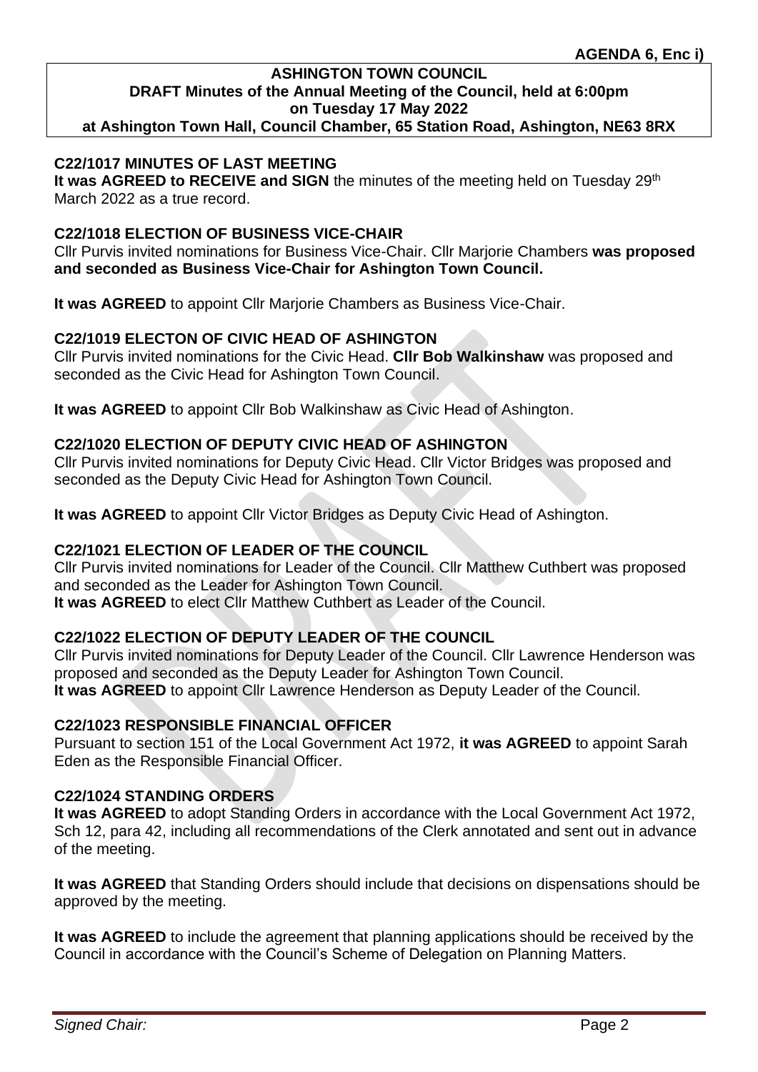**AGENDA 6, Enc i)**

**ASHINGTON TOWN COUNCIL**
**DRAFT Minutes of the Annual Meeting of the Council, held at 6:00pm on Tuesday 17 May 2022**
**at Ashington Town Hall, Council Chamber, 65 Station Road, Ashington, NE63 8RX**

### C22/1017 MINUTES OF LAST MEETING

**It was AGREED to RECEIVE and SIGN** the minutes of the meeting held on Tuesday 29th March 2022 as a true record.

### C22/1018 ELECTION OF BUSINESS VICE-CHAIR

Cllr Purvis invited nominations for Business Vice-Chair. Cllr Marjorie Chambers **was proposed and seconded as Business Vice-Chair for Ashington Town Council.**

**It was AGREED** to appoint Cllr Marjorie Chambers as Business Vice-Chair.

### C22/1019 ELECTON OF CIVIC HEAD OF ASHINGTON

Cllr Purvis invited nominations for the Civic Head. **Cllr Bob Walkinshaw** was proposed and seconded as the Civic Head for Ashington Town Council.

**It was AGREED** to appoint Cllr Bob Walkinshaw as Civic Head of Ashington.

### C22/1020 ELECTION OF DEPUTY CIVIC HEAD OF ASHINGTON

Cllr Purvis invited nominations for Deputy Civic Head. Cllr Victor Bridges was proposed and seconded as the Deputy Civic Head for Ashington Town Council.

**It was AGREED** to appoint Cllr Victor Bridges as Deputy Civic Head of Ashington.

### C22/1021 ELECTION OF LEADER OF THE COUNCIL

Cllr Purvis invited nominations for Leader of the Council. Cllr Matthew Cuthbert was proposed and seconded as the Leader for Ashington Town Council.
**It was AGREED** to elect Cllr Matthew Cuthbert as Leader of the Council.

### C22/1022 ELECTION OF DEPUTY LEADER OF THE COUNCIL

Cllr Purvis invited nominations for Deputy Leader of the Council. Cllr Lawrence Henderson was proposed and seconded as the Deputy Leader for Ashington Town Council.
**It was AGREED** to appoint Cllr Lawrence Henderson as Deputy Leader of the Council.

### C22/1023 RESPONSIBLE FINANCIAL OFFICER

Pursuant to section 151 of the Local Government Act 1972, **it was AGREED** to appoint Sarah Eden as the Responsible Financial Officer.

### C22/1024 STANDING ORDERS

**It was AGREED** to adopt Standing Orders in accordance with the Local Government Act 1972, Sch 12, para 42, including all recommendations of the Clerk annotated and sent out in advance of the meeting.

**It was AGREED** that Standing Orders should include that decisions on dispensations should be approved by the meeting.

**It was AGREED** to include the agreement that planning applications should be received by the Council in accordance with the Council's Scheme of Delegation on Planning Matters.

*Signed Chair:*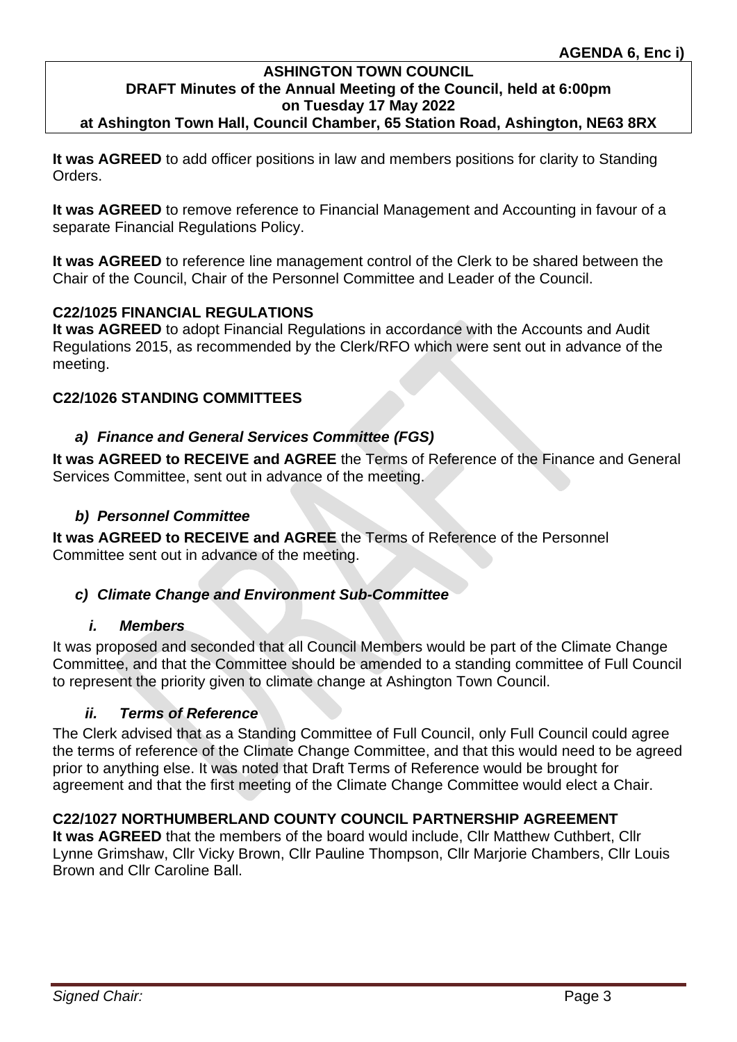**It was AGREED** to add officer positions in law and members positions for clarity to Standing Orders.

**It was AGREED** to remove reference to Financial Management and Accounting in favour of a separate Financial Regulations Policy.

**It was AGREED** to reference line management control of the Clerk to be shared between the Chair of the Council, Chair of the Personnel Committee and Leader of the Council.

### C22/1025 FINANCIAL REGULATIONS

**It was AGREED** to adopt Financial Regulations in accordance with the Accounts and Audit Regulations 2015, as recommended by the Clerk/RFO which were sent out in advance of the meeting.

### C22/1026 STANDING COMMITTEES

#### *a) Finance and General Services Committee (FGS)*

**It was AGREED to RECEIVE and AGREE** the Terms of Reference of the Finance and General Services Committee, sent out in advance of the meeting.

#### *b) Personnel Committee*

**It was AGREED to RECEIVE and AGREE** the Terms of Reference of the Personnel Committee sent out in advance of the meeting.

#### *c) Climate Change and Environment Sub-Committee*

##### *i. Members*

It was proposed and seconded that all Council Members would be part of the Climate Change Committee, and that the Committee should be amended to a standing committee of Full Council to represent the priority given to climate change at Ashington Town Council.

##### *ii. Terms of Reference*

The Clerk advised that as a Standing Committee of Full Council, only Full Council could agree the terms of reference of the Climate Change Committee, and that this would need to be agreed prior to anything else. It was noted that Draft Terms of Reference would be brought for agreement and that the first meeting of the Climate Change Committee would elect a Chair.

### C22/1027 NORTHUMBERLAND COUNTY COUNCIL PARTNERSHIP AGREEMENT

**It was AGREED** that the members of the board would include, Cllr Matthew Cuthbert, Cllr Lynne Grimshaw, Cllr Vicky Brown, Cllr Pauline Thompson, Cllr Marjorie Chambers, Cllr Louis Brown and Cllr Caroline Ball.

*Signed Chair:*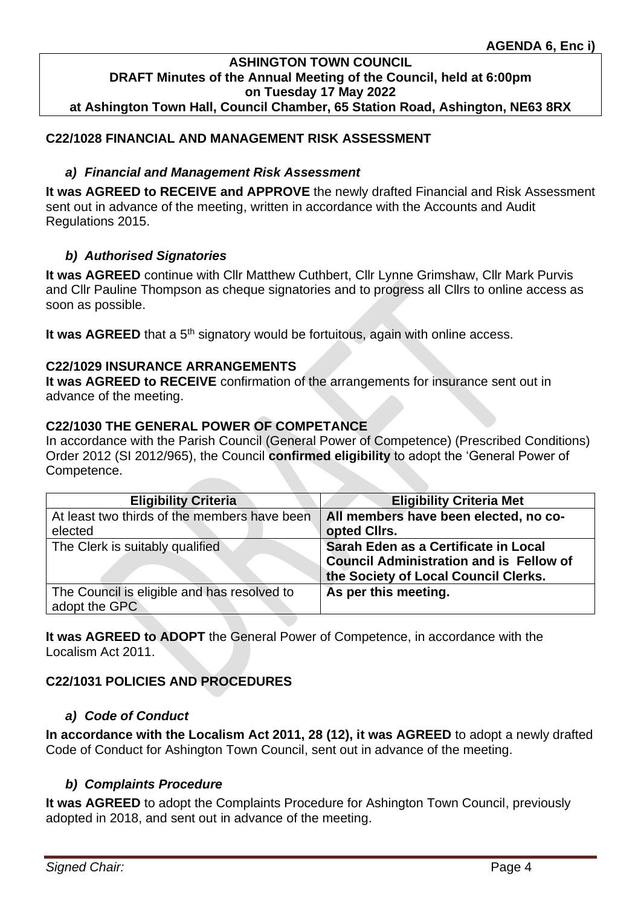**AGENDA 6, Enc i)**

**ASHINGTON TOWN COUNCIL**
**DRAFT Minutes of the Annual Meeting of the Council, held at 6:00pm on Tuesday 17 May 2022**
**at Ashington Town Hall, Council Chamber, 65 Station Road, Ashington, NE63 8RX**

## C22/1028 FINANCIAL AND MANAGEMENT RISK ASSESSMENT

### *a) Financial and Management Risk Assessment*

**It was AGREED to RECEIVE and APPROVE** the newly drafted Financial and Risk Assessment sent out in advance of the meeting, written in accordance with the Accounts and Audit Regulations 2015.

### *b) Authorised Signatories*

**It was AGREED** continue with Cllr Matthew Cuthbert, Cllr Lynne Grimshaw, Cllr Mark Purvis and Cllr Pauline Thompson as cheque signatories and to progress all Cllrs to online access as soon as possible.

**It was AGREED** that a 5th signatory would be fortuitous, again with online access.

## C22/1029 INSURANCE ARRANGEMENTS

**It was AGREED to RECEIVE** confirmation of the arrangements for insurance sent out in advance of the meeting.

## C22/1030 THE GENERAL POWER OF COMPETANCE

In accordance with the Parish Council (General Power of Competence) (Prescribed Conditions) Order 2012 (SI 2012/965), the Council **confirmed eligibility** to adopt the 'General Power of Competence.

| Eligibility Criteria | Eligibility Criteria Met |
|---|---|
| At least two thirds of the members have been elected | **All members have been elected, no co-opted Cllrs.** |
| The Clerk is suitably qualified | **Sarah Eden as a Certificate in Local Council Administration and is Fellow of the Society of Local Council Clerks.** |
| The Council is eligible and has resolved to adopt the GPC | **As per this meeting.** |

**It was AGREED to ADOPT** the General Power of Competence, in accordance with the Localism Act 2011.

## C22/1031 POLICIES AND PROCEDURES

### *a) Code of Conduct*

**In accordance with the Localism Act 2011, 28 (12), it was AGREED** to adopt a newly drafted Code of Conduct for Ashington Town Council, sent out in advance of the meeting.

### *b) Complaints Procedure*

**It was AGREED** to adopt the Complaints Procedure for Ashington Town Council, previously adopted in 2018, and sent out in advance of the meeting.

*Signed Chair:*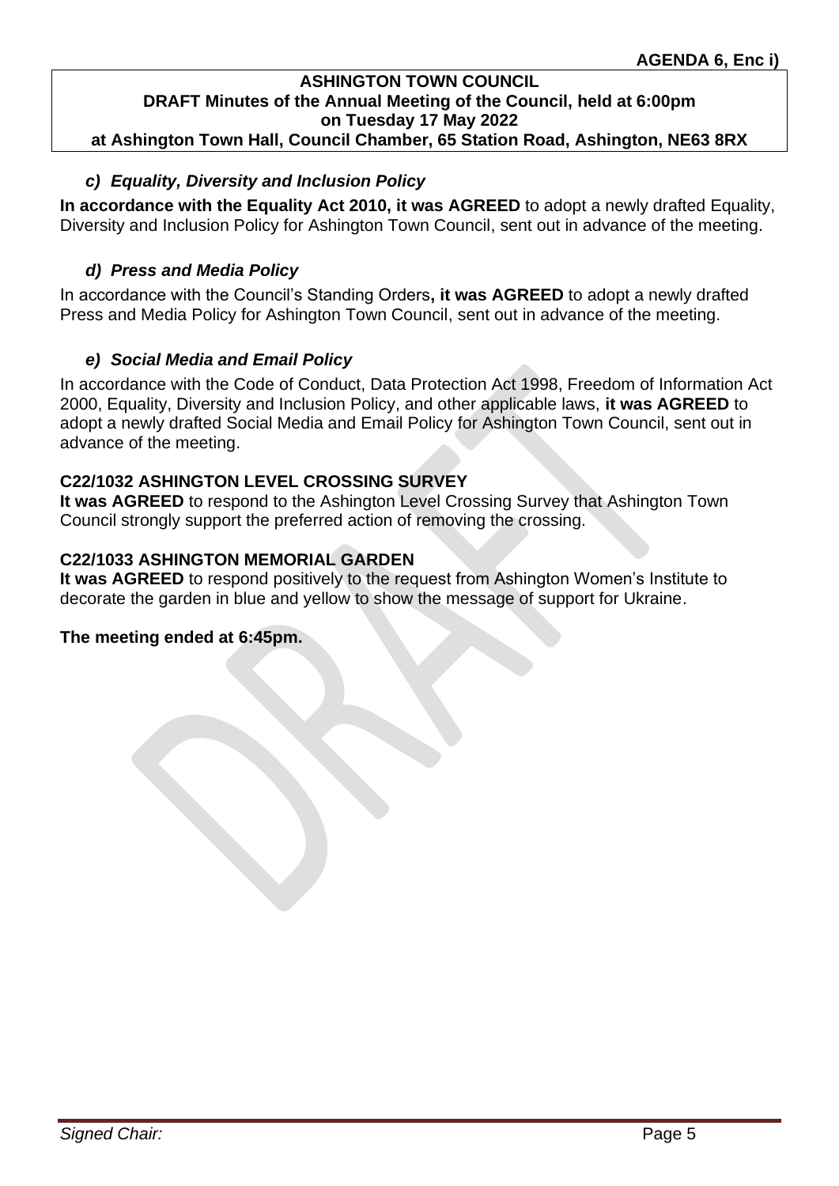**AGENDA 6, Enc i)**

**ASHINGTON TOWN COUNCIL**
**DRAFT Minutes of the Annual Meeting of the Council, held at 6:00pm on Tuesday 17 May 2022 at Ashington Town Hall, Council Chamber, 65 Station Road, Ashington, NE63 8RX**

### *c) Equality, Diversity and Inclusion Policy*

**In accordance with the Equality Act 2010, it was AGREED** to adopt a newly drafted Equality, Diversity and Inclusion Policy for Ashington Town Council, sent out in advance of the meeting.

### *d) Press and Media Policy*

In accordance with the Council's Standing Orders**, it was AGREED** to adopt a newly drafted Press and Media Policy for Ashington Town Council, sent out in advance of the meeting.

### *e) Social Media and Email Policy*

In accordance with the Code of Conduct, Data Protection Act 1998, Freedom of Information Act 2000, Equality, Diversity and Inclusion Policy, and other applicable laws, **it was AGREED** to adopt a newly drafted Social Media and Email Policy for Ashington Town Council, sent out in advance of the meeting.

## C22/1032 ASHINGTON LEVEL CROSSING SURVEY

**It was AGREED** to respond to the Ashington Level Crossing Survey that Ashington Town Council strongly support the preferred action of removing the crossing.

## C22/1033 ASHINGTON MEMORIAL GARDEN

**It was AGREED** to respond positively to the request from Ashington Women's Institute to decorate the garden in blue and yellow to show the message of support for Ukraine.

**The meeting ended at 6:45pm.**

*Signed Chair:*